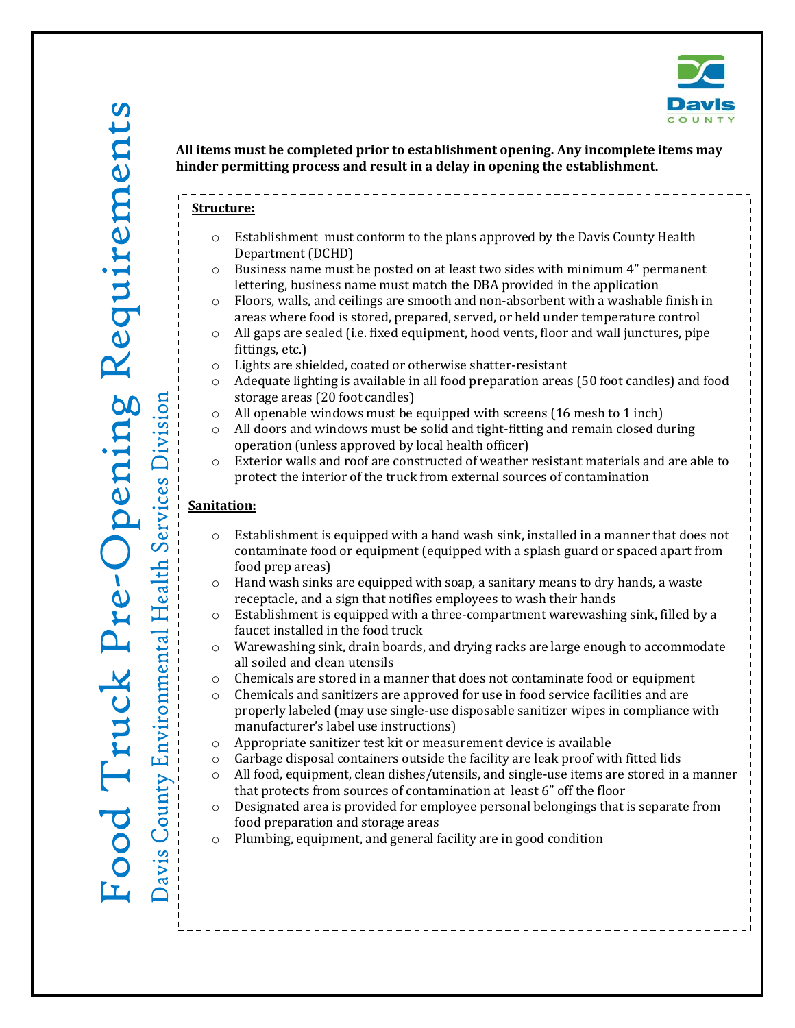# Food Truck Pre-Opening Requirements

## Davis County Environmental Health Services Division

**All items must be completed prior to establishment opening. Any incomplete items may hinder permitting process and result in a delay in opening the establishment.**

**Structure:**

- Establishment must conform to the plans approved by the Davis County Health Department (DCHD)
- Business name must be posted on at least two sides with minimum 4" permanent lettering, business name must match the DBA provided in the application
- Floors, walls, and ceilings are smooth and non-absorbent with a washable finish in areas where food is stored, prepared, served, or held under temperature control
- All gaps are sealed (i.e. fixed equipment, hood vents, floor and wall junctures, pipe fittings, etc.)
- Lights are shielded, coated or otherwise shatter-resistant
- Adequate lighting is available in all food preparation areas (50 foot candles) and food storage areas (20 foot candles)
- All openable windows must be equipped with screens (16 mesh to 1 inch)
- All doors and windows must be solid and tight-fitting and remain closed during operation (unless approved by local health officer)
- Exterior walls and roof are constructed of weather resistant materials and are able to protect the interior of the truck from external sources of contamination

**Sanitation:**

- Establishment is equipped with a hand wash sink, installed in a manner that does not contaminate food or equipment (equipped with a splash guard or spaced apart from food prep areas)
- Hand wash sinks are equipped with soap, a sanitary means to dry hands, a waste receptacle, and a sign that notifies employees to wash their hands
- Establishment is equipped with a three-compartment warewashing sink, filled by a faucet installed in the food truck
- Warewashing sink, drain boards, and drying racks are large enough to accommodate all soiled and clean utensils
- Chemicals are stored in a manner that does not contaminate food or equipment
- Chemicals and sanitizers are approved for use in food service facilities and are properly labeled (may use single-use disposable sanitizer wipes in compliance with manufacturer's label use instructions)
- Appropriate sanitizer test kit or measurement device is available
- Garbage disposal containers outside the facility are leak proof with fitted lids
- All food, equipment, clean dishes/utensils, and single-use items are stored in a manner that protects from sources of contamination at least 6" off the floor
- Designated area is provided for employee personal belongings that is separate from food preparation and storage areas
- Plumbing, equipment, and general facility are in good condition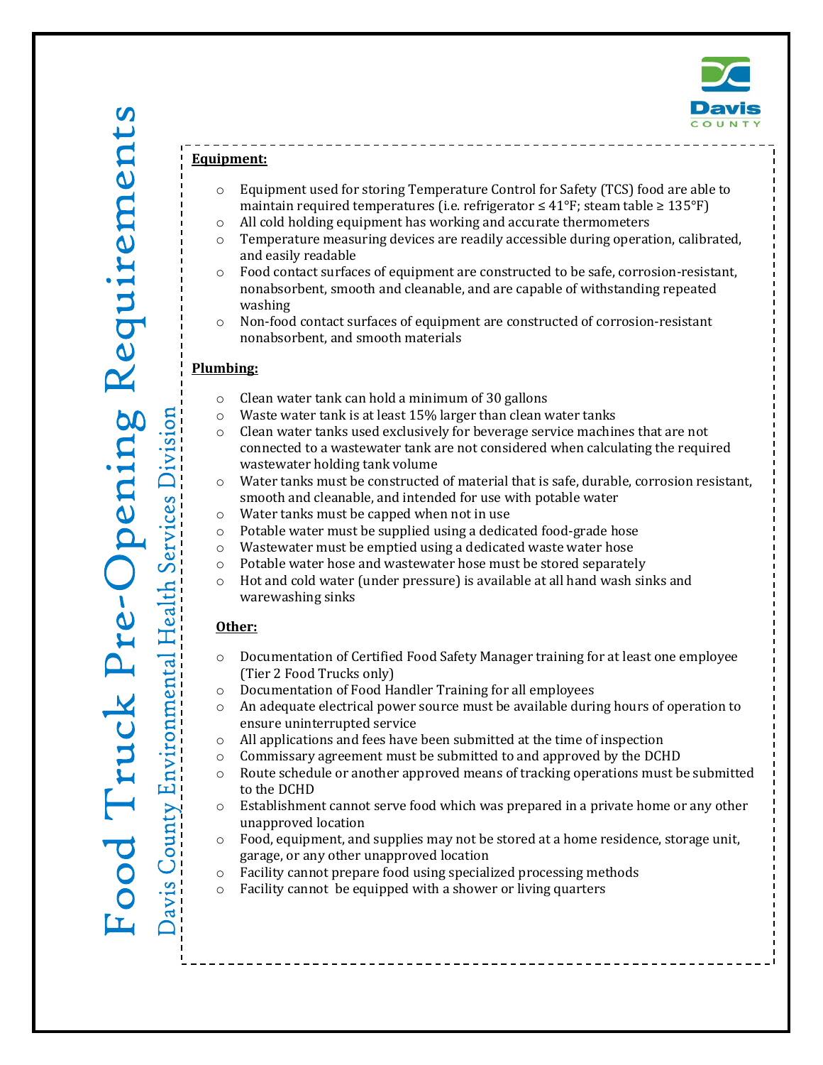# Food Truck Pre-Opening Requirements

## Davis County Environmental Health Services Division

**Equipment:**

- Equipment used for storing Temperature Control for Safety (TCS) food are able to maintain required temperatures (i.e. refrigerator ≤ 41°F; steam table ≥ 135°F)
- All cold holding equipment has working and accurate thermometers
- Temperature measuring devices are readily accessible during operation, calibrated, and easily readable
- Food contact surfaces of equipment are constructed to be safe, corrosion-resistant, nonabsorbent, smooth and cleanable, and are capable of withstanding repeated washing
- Non-food contact surfaces of equipment are constructed of corrosion-resistant nonabsorbent, and smooth materials

**Plumbing:**

- Clean water tank can hold a minimum of 30 gallons
- Waste water tank is at least 15% larger than clean water tanks
- Clean water tanks used exclusively for beverage service machines that are not connected to a wastewater tank are not considered when calculating the required wastewater holding tank volume
- Water tanks must be constructed of material that is safe, durable, corrosion resistant, smooth and cleanable, and intended for use with potable water
- Water tanks must be capped when not in use
- Potable water must be supplied using a dedicated food-grade hose
- Wastewater must be emptied using a dedicated waste water hose
- Potable water hose and wastewater hose must be stored separately
- Hot and cold water (under pressure) is available at all hand wash sinks and warewashing sinks

**Other:**

- Documentation of Certified Food Safety Manager training for at least one employee (Tier 2 Food Trucks only)
- Documentation of Food Handler Training for all employees
- An adequate electrical power source must be available during hours of operation to ensure uninterrupted service
- All applications and fees have been submitted at the time of inspection
- Commissary agreement must be submitted to and approved by the DCHD
- Route schedule or another approved means of tracking operations must be submitted to the DCHD
- Establishment cannot serve food which was prepared in a private home or any other unapproved location
- Food, equipment, and supplies may not be stored at a home residence, storage unit, garage, or any other unapproved location
- Facility cannot prepare food using specialized processing methods
- Facility cannot be equipped with a shower or living quarters